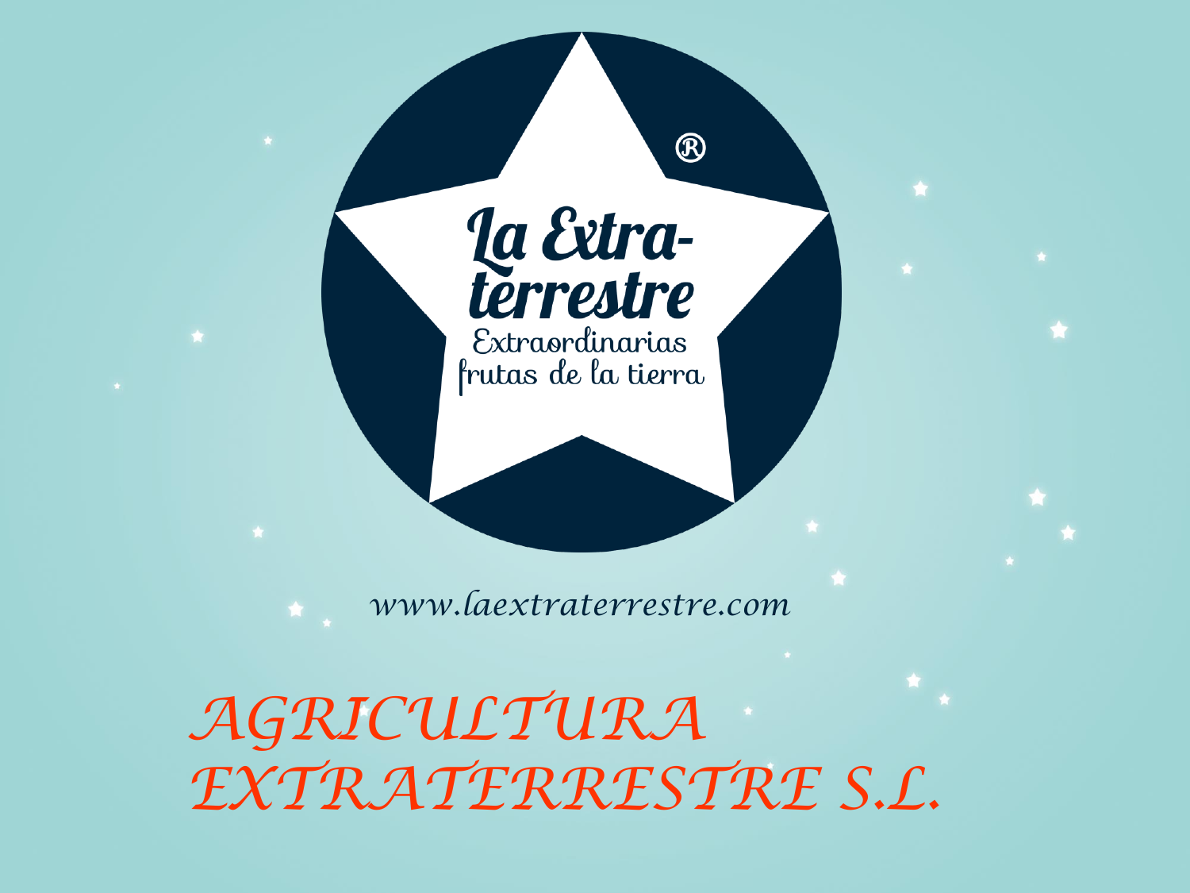La Extra-terrestre®

Extraordinarias frutas de la tierra

*www.laextraterrestre.com*

# *AGRICULTURA EXTRATERRESTRE S.L.*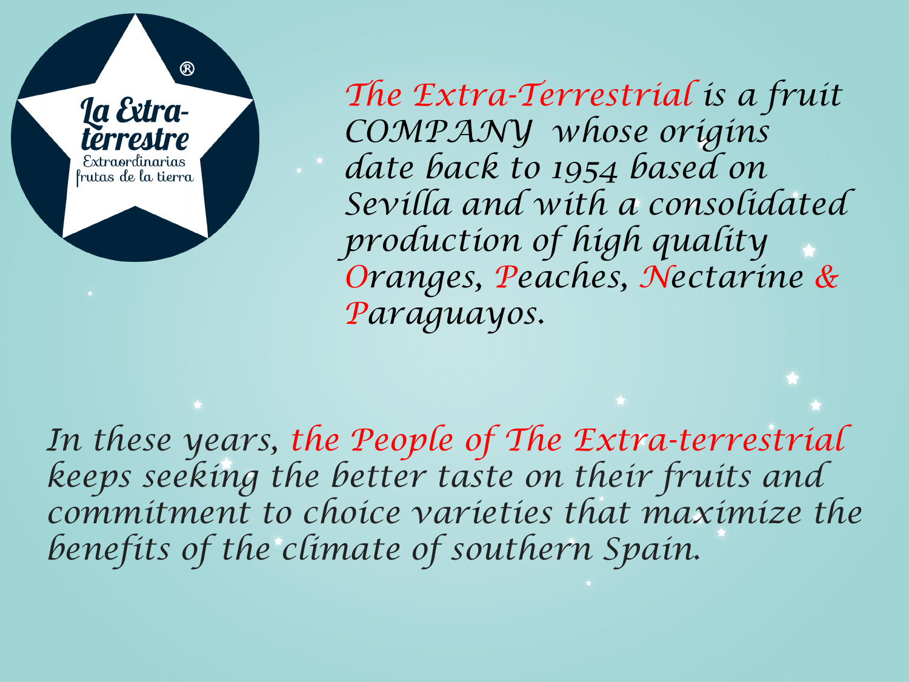La Extra-terrestre®
Extraordinarias frutas de la tierra

*The Extra-Terrestrial is a fruit COMPANY whose origins date back to 1954 based on Sevilla and with a consolidated production of high quality Oranges, Peaches, Nectarine & Paraguayos.*

*In these years, the People of The Extra-terrestrial keeps seeking the better taste on their fruits and commitment to choice varieties that maximize the benefits of the climate of southern Spain.*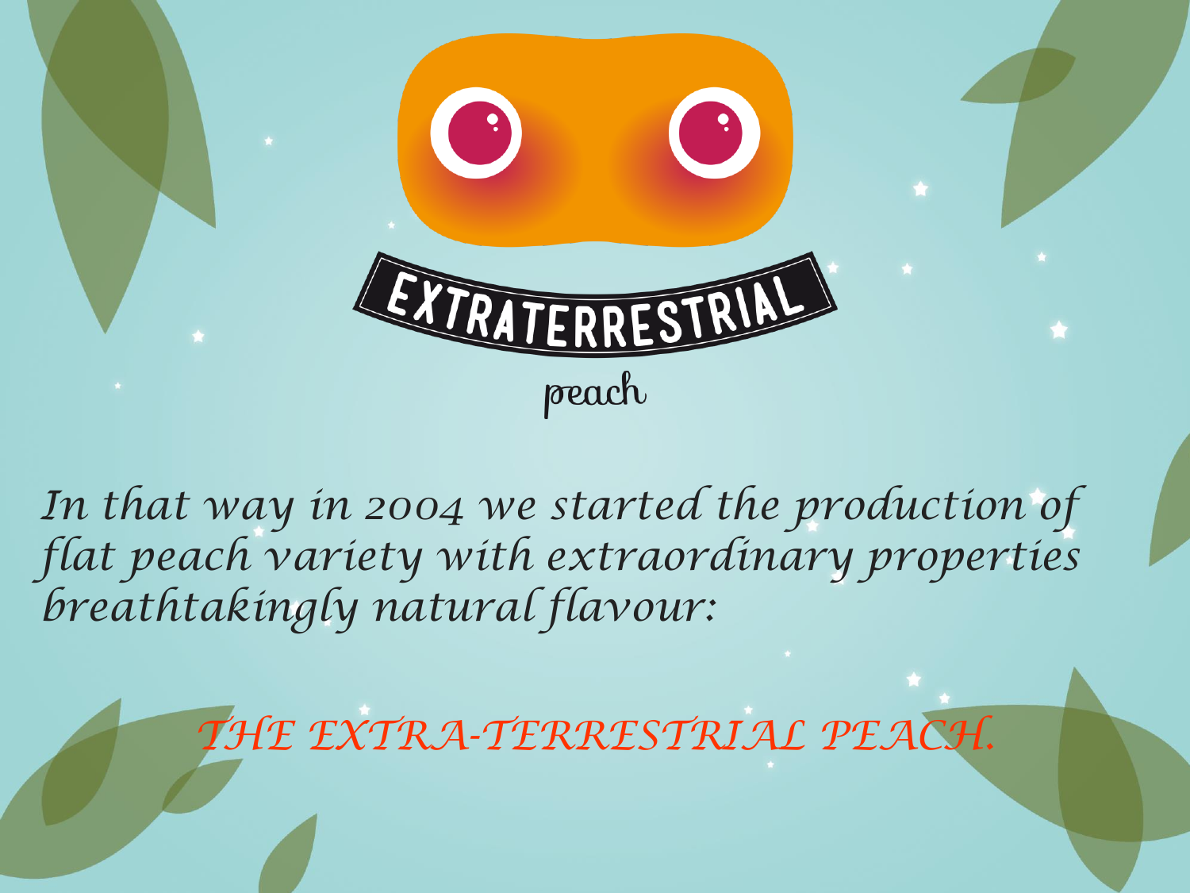EXTRATERRESTRIAL

peach

*In that way in 2004 we started the production of flat peach variety with extraordinary properties breathtakingly natural flavour:*

*THE EXTRA-TERRESTRIAL PEACH.*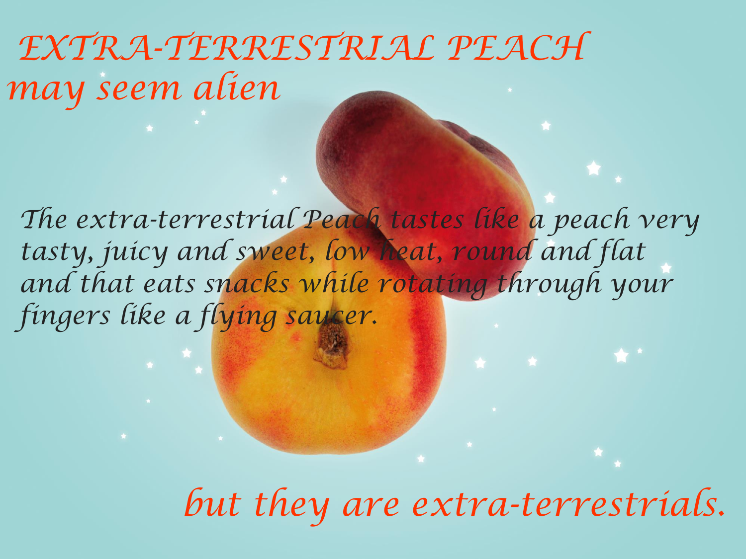# EXTRA-TERRESTRIAL PEACH

## may seem alien

*The extra-terrestrial Peach tastes like a peach very tasty, juicy and sweet, low heat, round and flat and that eats snacks while rotating through your fingers like a flying saucer.*

## but they are extra-terrestrials.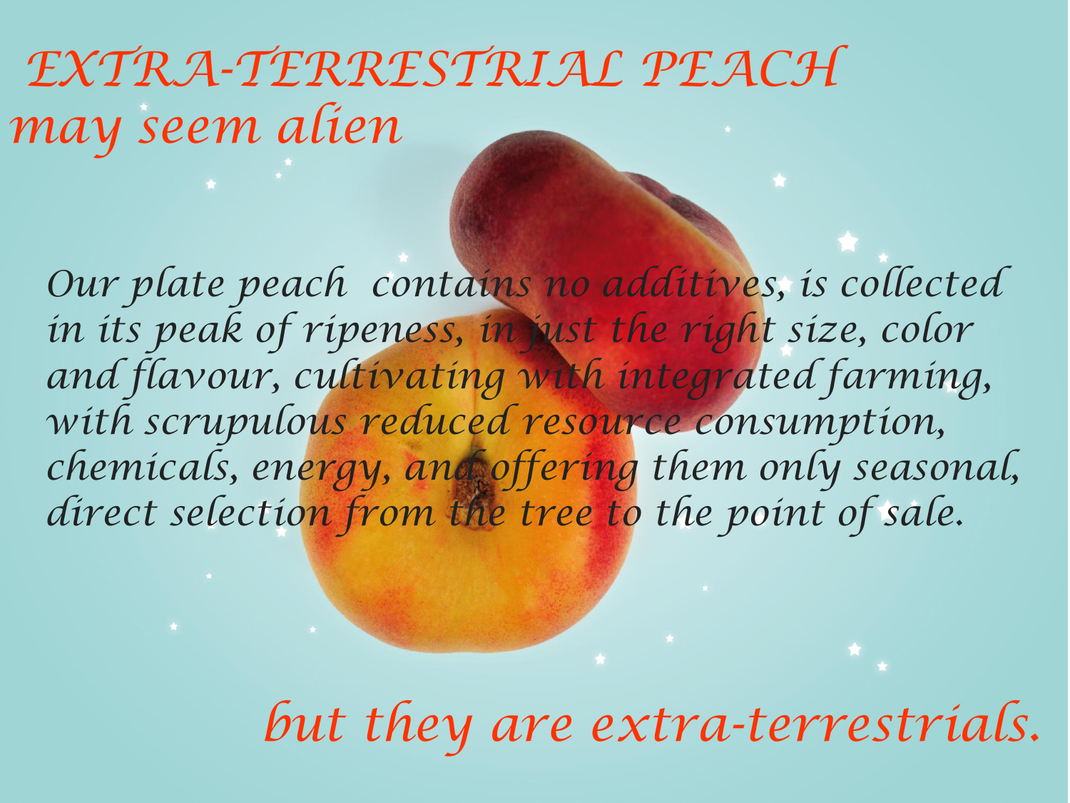# EXTRA-TERRESTRIAL PEACH

*may seem alien*

*Our plate peach contains no additives, is collected in its peak of ripeness, in just the right size, color and flavour, cultivating with integrated farming, with scrupulous reduced resource consumption, chemicals, energy, and offering them only seasonal, direct selection from the tree to the point of sale.*

*but they are extra-terrestrials.*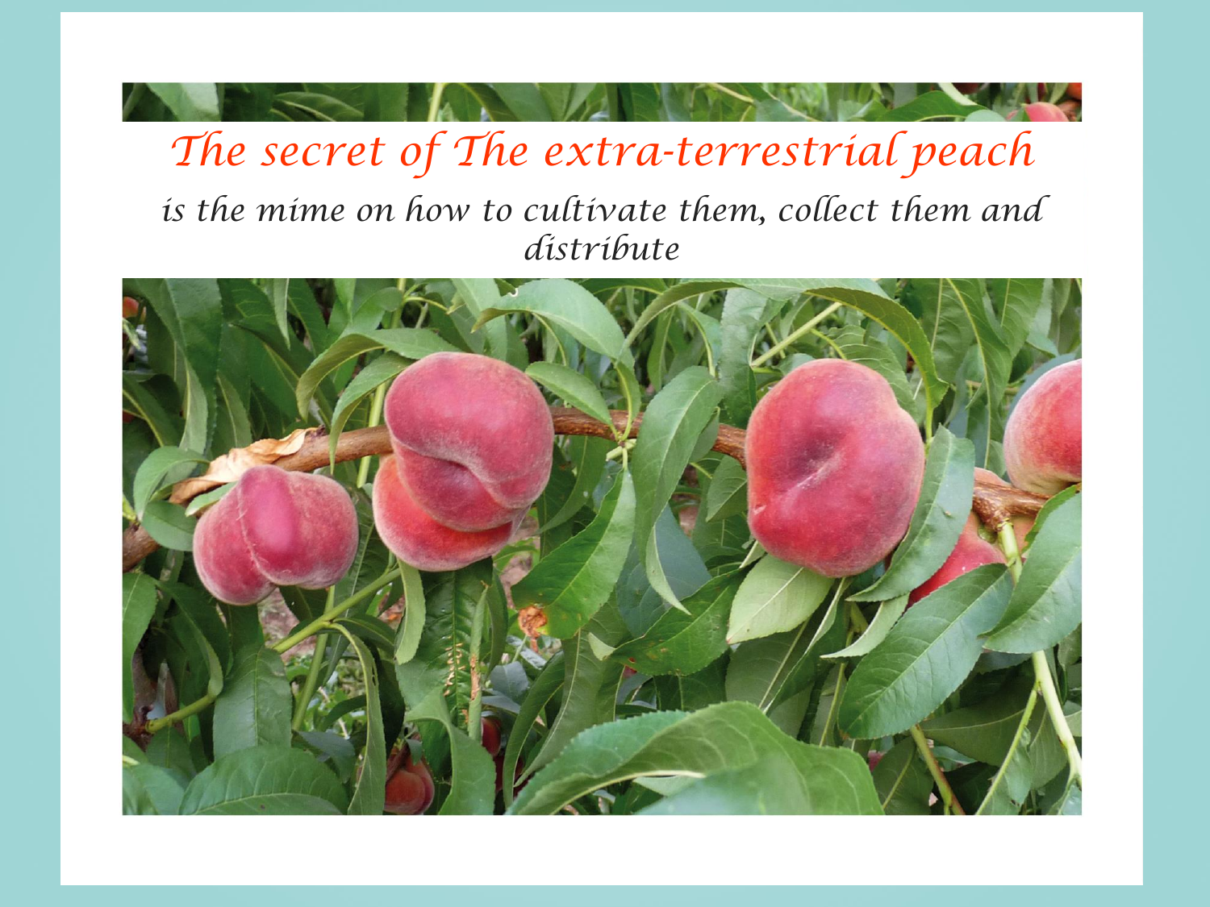# *The secret of The extra-terrestrial peach*

*is the mime on how to cultivate them, collect them and distribute*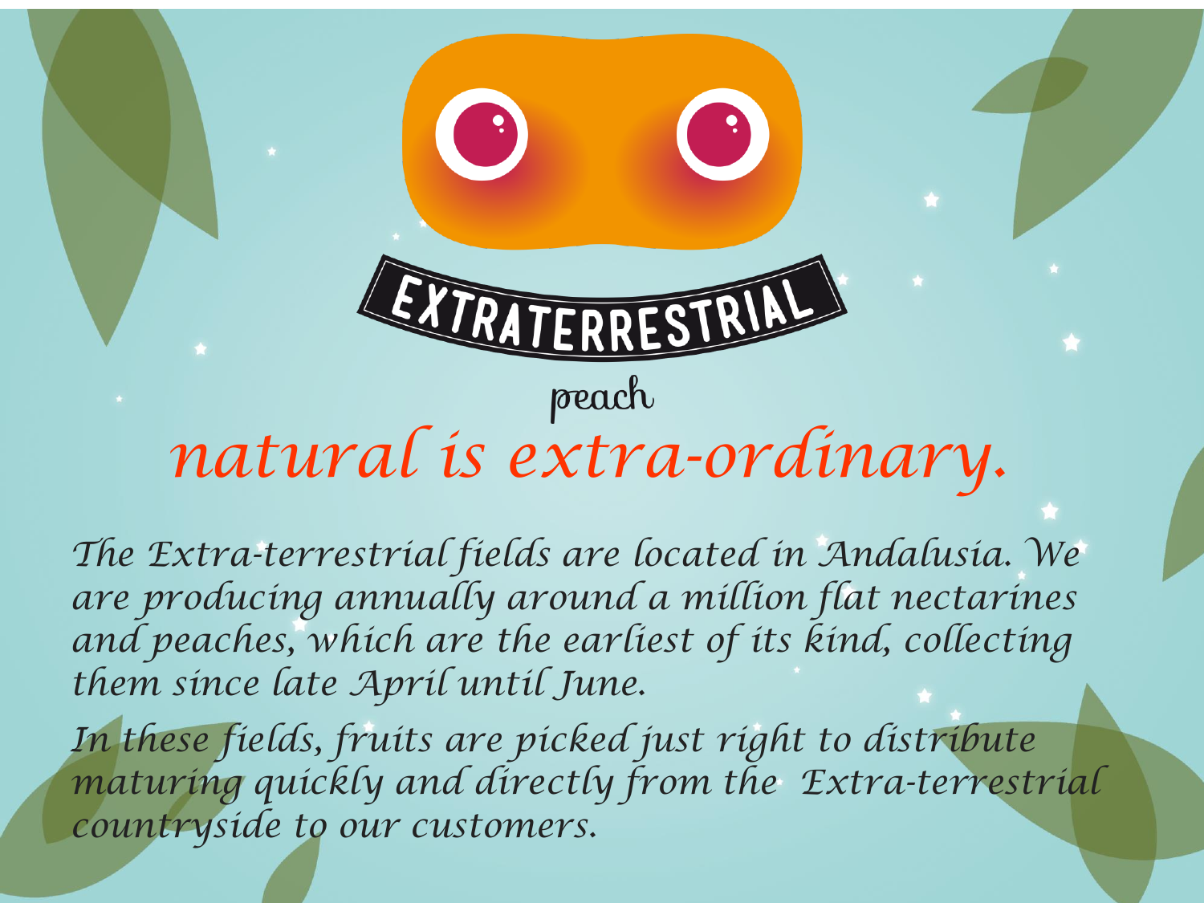EXTRATERRESTRIAL

peach

# *natural is extra-ordinary.*

*The Extra-terrestrial fields are located in Andalusia. We are producing annually around a million flat nectarines and peaches, which are the earliest of its kind, collecting them since late April until June.*

*In these fields, fruits are picked just right to distribute maturing quickly and directly from the Extra-terrestrial countryside to our customers.*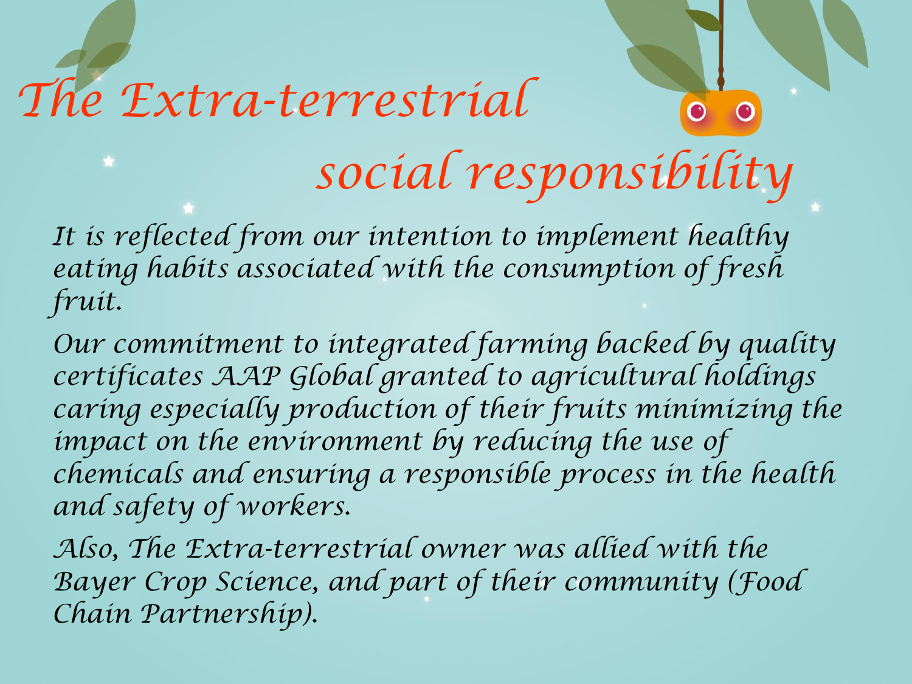# The Extra-terrestrial social responsibility

It is reflected from our intention to implement healthy eating habits associated with the consumption of fresh fruit.

Our commitment to integrated farming backed by quality certificates AAP Global granted to agricultural holdings caring especially production of their fruits minimizing the impact on the environment by reducing the use of chemicals and ensuring a responsible process in the health and safety of workers.

Also, The Extra-terrestrial owner was allied with the Bayer Crop Science, and part of their community (Food Chain Partnership).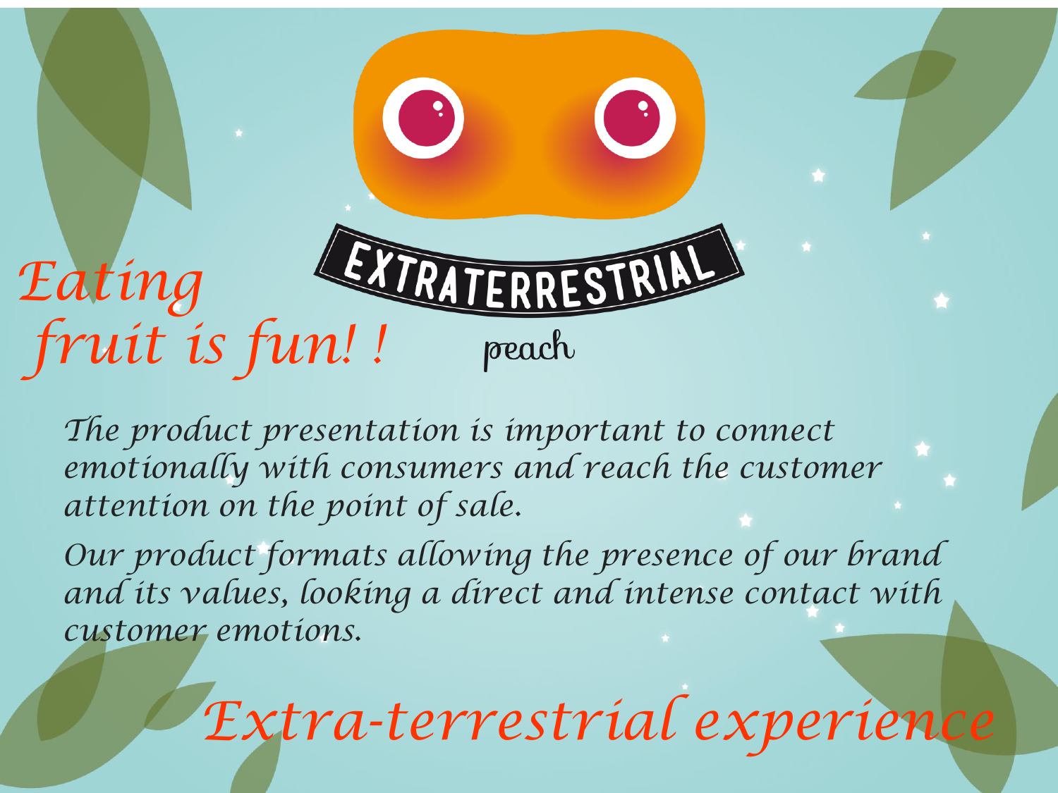EXTRATERRESTRIAL

peach

# *Eating fruit is fun! !*

*The product presentation is important to connect emotionally with consumers and reach the customer attention on the point of sale.*

*Our product formats allowing the presence of our brand and its values, looking a direct and intense contact with customer emotions.*

## *Extra-terrestrial experience*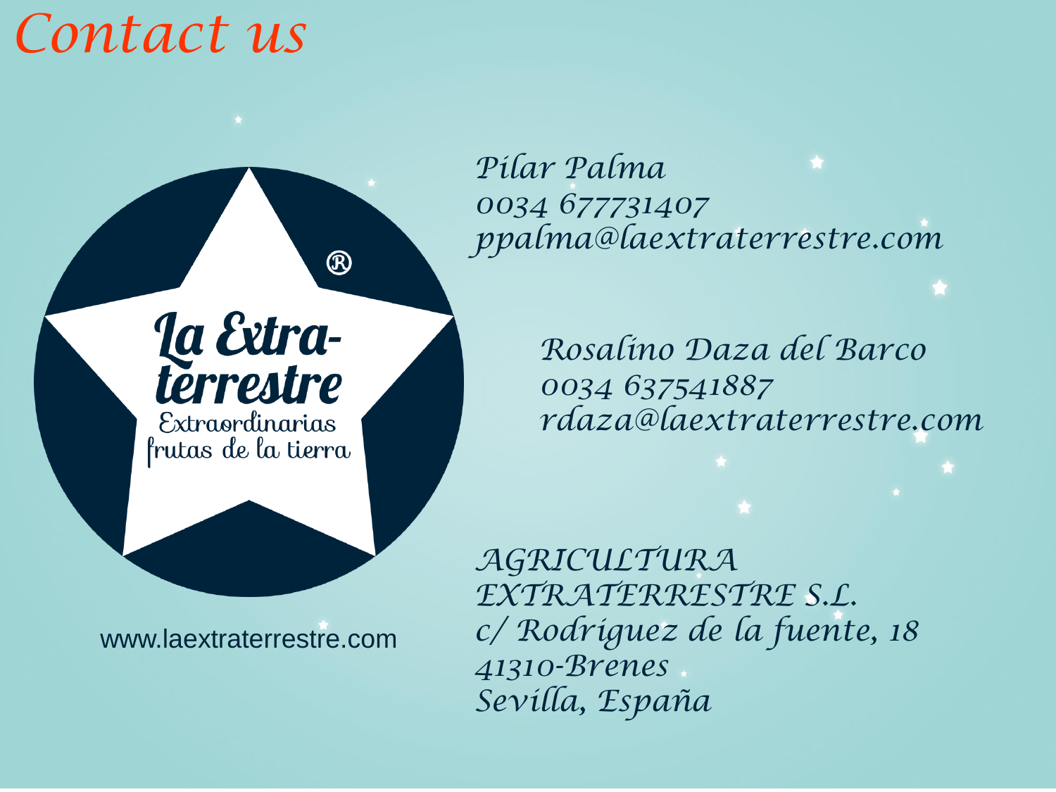# Contact us

La Extra-
terrestre
Extraordinarias
frutas de la tierra

www.laextraterrestre.com

*Pilar Palma*
*0034 677731407*
*ppalma@laextraterrestre.com*

*Rosalino Daza del Barco*
*0034 637541887*
*rdaza@laextraterrestre.com*

*AGRICULTURA*
*EXTRATERRESTRE S.L.*
*c/ Rodriguez de la fuente, 18*
*41310-Brenes*
*Sevilla, España*